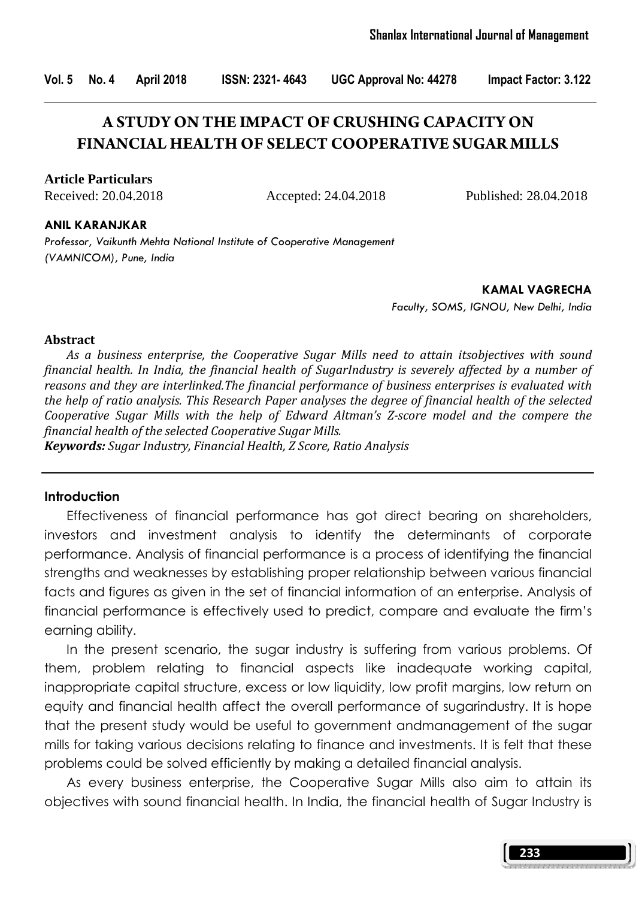# A STUDY ON THE IMPACT OF CRUSHING CAPACITY ON FINANCIAL HEALTH OF SELECT COOPERATIVE SUGAR MILLS

**Article Particulars**

Received: 20.04.2018 Accepted: 24.04.2018 Published: 28.04.2018

**ANIL KARANJKAR**

*Professor, Vaikunth Mehta National Institute of Cooperative Management (VAMNICOM), Pune, India*

**KAMAL VAGRECHA**

*Faculty, SOMS, IGNOU, New Delhi, India*

### Abstract

*As a business enterprise, the Cooperative Sugar Mills need to attain itsobjectives with sound financial health. In India, the financial health of SugarIndustry is severely affected by a number of reasons and they are interlinked.The financial performance of business enterprises is evaluated with the help of ratio analysis. This Research Paper analyses the degree of financial health of the selected Cooperative Sugar Mills with the help of Edward Altman's Z-score model and the compere the financial health of the selected Cooperative Sugar Mills.*

***Keywords:*** *Sugar Industry, Financial Health, Z Score, Ratio Analysis*

## Introduction

Effectiveness of financial performance has got direct bearing on shareholders, investors and investment analysis to identify the determinants of corporate performance. Analysis of financial performance is a process of identifying the financial strengths and weaknesses by establishing proper relationship between various financial facts and figures as given in the set of financial information of an enterprise. Analysis of financial performance is effectively used to predict, compare and evaluate the firm's earning ability.

In the present scenario, the sugar industry is suffering from various problems. Of them, problem relating to financial aspects like inadequate working capital, inappropriate capital structure, excess or low liquidity, low profit margins, low return on equity and financial health affect the overall performance of sugarindustry. It is hope that the present study would be useful to government andmanagement of the sugar mills for taking various decisions relating to finance and investments. It is felt that these problems could be solved efficiently by making a detailed financial analysis.

As every business enterprise, the Cooperative Sugar Mills also aim to attain its objectives with sound financial health. In India, the financial health of Sugar Industry is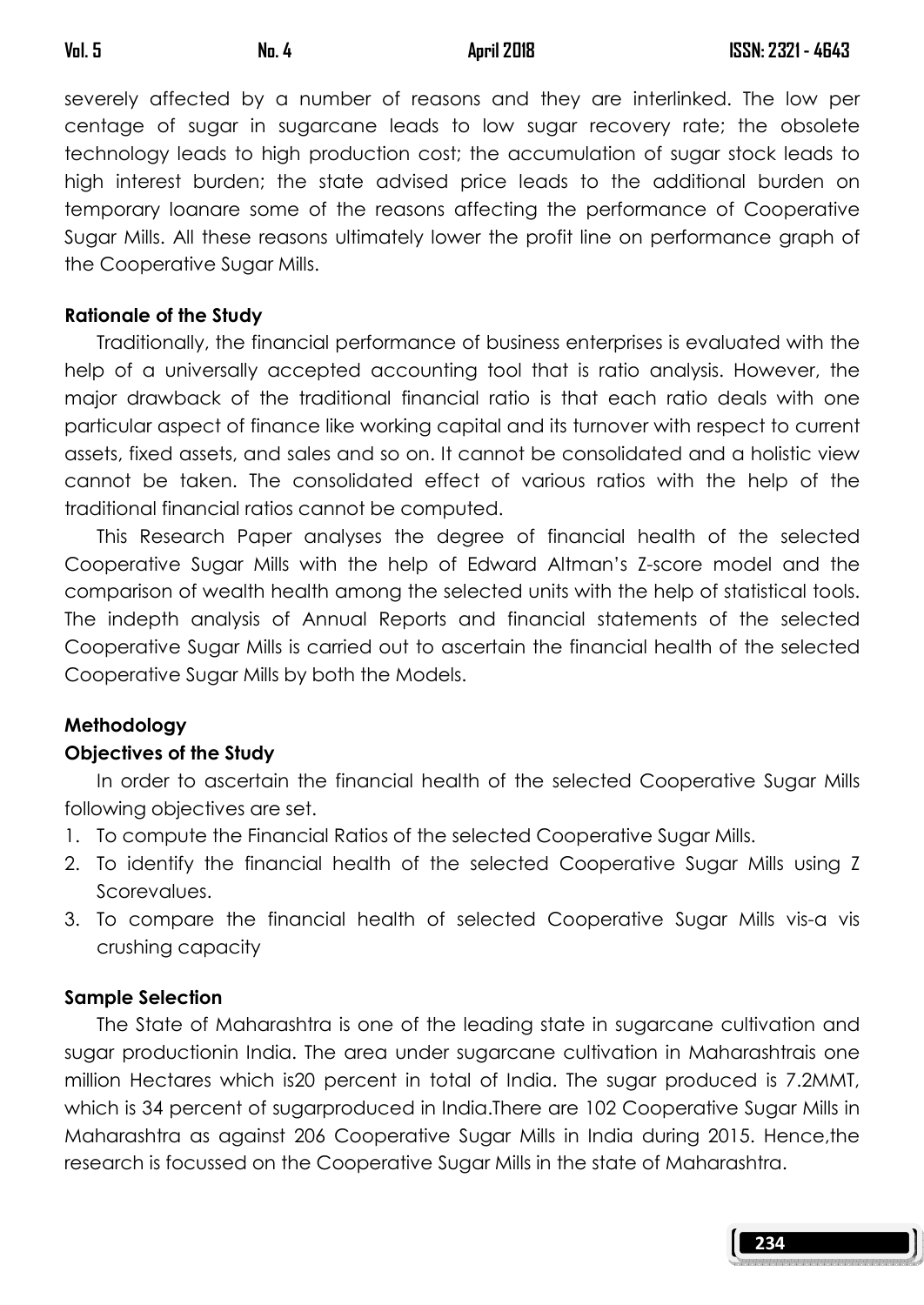severely affected by a number of reasons and they are interlinked. The low per centage of sugar in sugarcane leads to low sugar recovery rate; the obsolete technology leads to high production cost; the accumulation of sugar stock leads to high interest burden; the state advised price leads to the additional burden on temporary loanare some of the reasons affecting the performance of Cooperative Sugar Mills. All these reasons ultimately lower the profit line on performance graph of the Cooperative Sugar Mills.

**Rationale of the Study**

Traditionally, the financial performance of business enterprises is evaluated with the help of a universally accepted accounting tool that is ratio analysis. However, the major drawback of the traditional financial ratio is that each ratio deals with one particular aspect of finance like working capital and its turnover with respect to current assets, fixed assets, and sales and so on. It cannot be consolidated and a holistic view cannot be taken. The consolidated effect of various ratios with the help of the traditional financial ratios cannot be computed.

This Research Paper analyses the degree of financial health of the selected Cooperative Sugar Mills with the help of Edward Altman's Z-score model and the comparison of wealth health among the selected units with the help of statistical tools. The indepth analysis of Annual Reports and financial statements of the selected Cooperative Sugar Mills is carried out to ascertain the financial health of the selected Cooperative Sugar Mills by both the Models.

**Methodology**

**Objectives of the Study**

In order to ascertain the financial health of the selected Cooperative Sugar Mills following objectives are set.

1. To compute the Financial Ratios of the selected Cooperative Sugar Mills.
2. To identify the financial health of the selected Cooperative Sugar Mills using Z Scorevalues.
3. To compare the financial health of selected Cooperative Sugar Mills vis-a vis crushing capacity

**Sample Selection**

The State of Maharashtra is one of the leading state in sugarcane cultivation and sugar productionin India. The area under sugarcane cultivation in Maharashtrais one million Hectares which is20 percent in total of India. The sugar produced is 7.2MMT, which is 34 percent of sugarproduced in India.There are 102 Cooperative Sugar Mills in Maharashtra as against 206 Cooperative Sugar Mills in India during 2015. Hence,the research is focussed on the Cooperative Sugar Mills in the state of Maharashtra.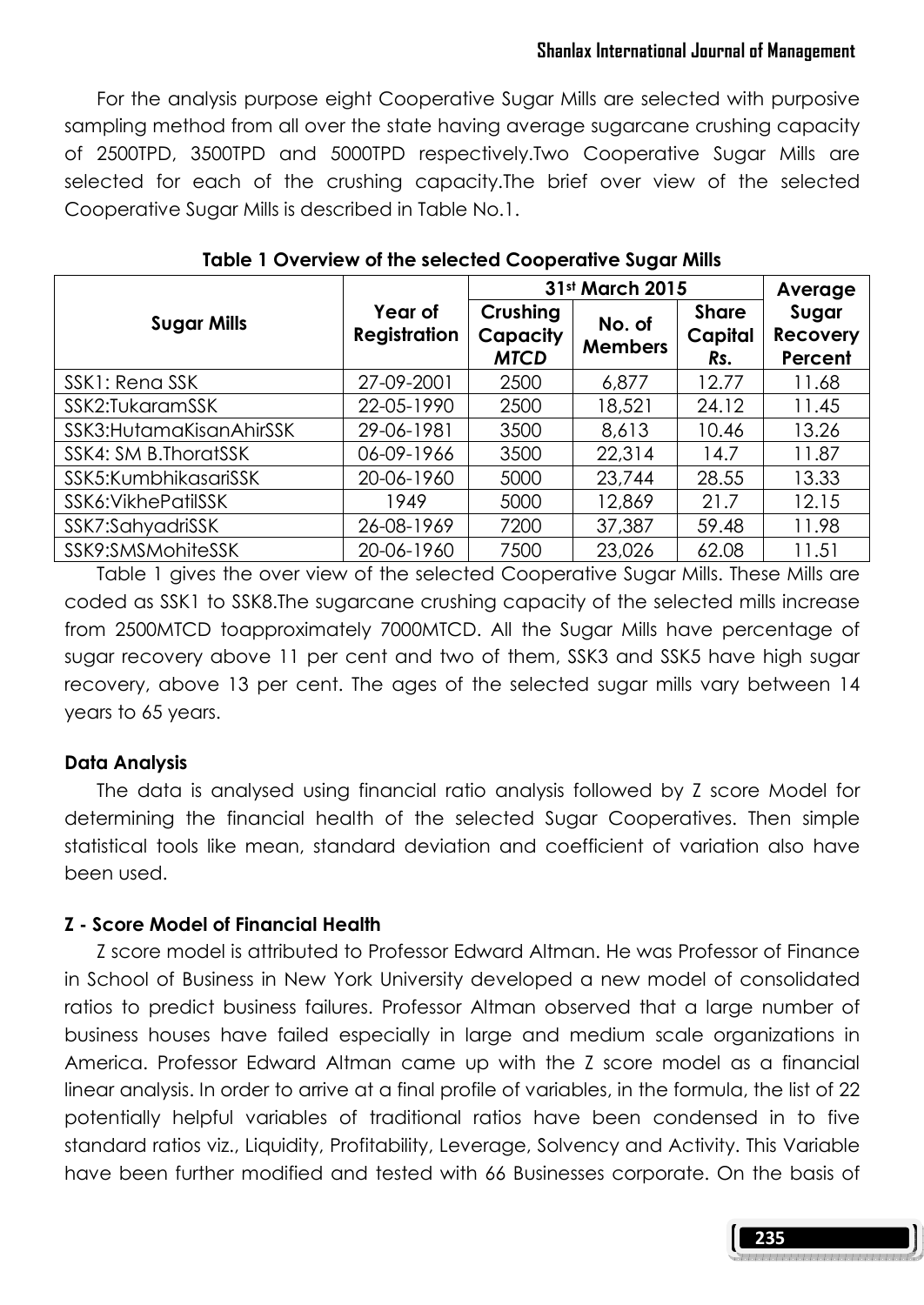For the analysis purpose eight Cooperative Sugar Mills are selected with purposive sampling method from all over the state having average sugarcane crushing capacity of 2500TPD, 3500TPD and 5000TPD respectively.Two Cooperative Sugar Mills are selected for each of the crushing capacity.The brief over view of the selected Cooperative Sugar Mills is described in Table No.1.

**Table 1 Overview of the selected Cooperative Sugar Mills**

| Sugar Mills | Year of Registration | 31st March 2015 | | | Average Sugar Recovery Percent |
|---|---|---|---|---|---|
| | | Crushing Capacity *MTCD* | No. of Members | Share Capital *Rs.* | |
| SSK1: Rena SSK | 27-09-2001 | 2500 | 6,877 | 12.77 | 11.68 |
| SSK2:TukaramSSK | 22-05-1990 | 2500 | 18,521 | 24.12 | 11.45 |
| SSK3:HutamaKisanAhirSSK | 29-06-1981 | 3500 | 8,613 | 10.46 | 13.26 |
| SSK4: SM B.ThoratSSK | 06-09-1966 | 3500 | 22,314 | 14.7 | 11.87 |
| SSK5:KumbhikasariSSK | 20-06-1960 | 5000 | 23,744 | 28.55 | 13.33 |
| SSK6:VikhePatilSSK | 1949 | 5000 | 12,869 | 21.7 | 12.15 |
| SSK7:SahyadriSSK | 26-08-1969 | 7200 | 37,387 | 59.48 | 11.98 |
| SSK9:SMSMohiteSSK | 20-06-1960 | 7500 | 23,026 | 62.08 | 11.51 |

Table 1 gives the over view of the selected Cooperative Sugar Mills. These Mills are coded as SSK1 to SSK8.The sugarcane crushing capacity of the selected mills increase from 2500MTCD toapproximately 7000MTCD. All the Sugar Mills have percentage of sugar recovery above 11 per cent and two of them, SSK3 and SSK5 have high sugar recovery, above 13 per cent. The ages of the selected sugar mills vary between 14 years to 65 years.

### Data Analysis

The data is analysed using financial ratio analysis followed by Z score Model for determining the financial health of the selected Sugar Cooperatives. Then simple statistical tools like mean, standard deviation and coefficient of variation also have been used.

### Z - Score Model of Financial Health

Z score model is attributed to Professor Edward Altman. He was Professor of Finance in School of Business in New York University developed a new model of consolidated ratios to predict business failures. Professor Altman observed that a large number of business houses have failed especially in large and medium scale organizations in America. Professor Edward Altman came up with the Z score model as a financial linear analysis. In order to arrive at a final profile of variables, in the formula, the list of 22 potentially helpful variables of traditional ratios have been condensed in to five standard ratios viz., Liquidity, Profitability, Leverage, Solvency and Activity. This Variable have been further modified and tested with 66 Businesses corporate. On the basis of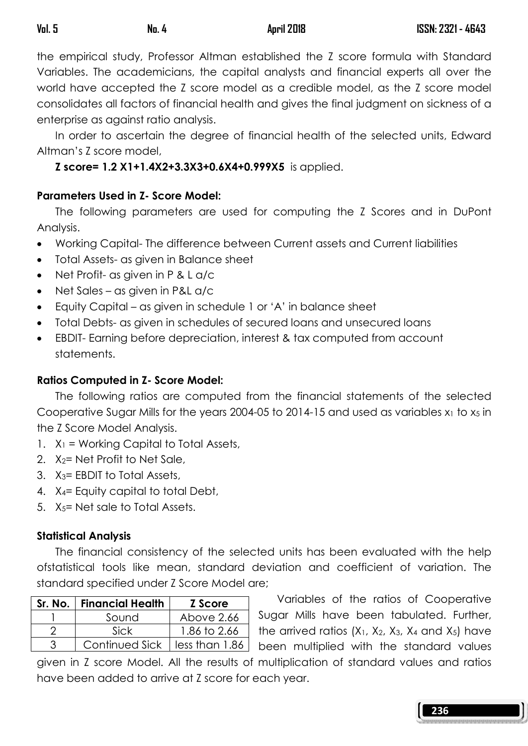the empirical study, Professor Altman established the Z score formula with Standard Variables. The academicians, the capital analysts and financial experts all over the world have accepted the Z score model as a credible model, as the Z score model consolidates all factors of financial health and gives the final judgment on sickness of a enterprise as against ratio analysis.

In order to ascertain the degree of financial health of the selected units, Edward Altman's Z score model,

**Z score= 1.2 X1+1.4X2+3.3X3+0.6X4+0.999X5** is applied.

### Parameters Used in Z- Score Model:

The following parameters are used for computing the Z Scores and in DuPont Analysis.

- Working Capital- The difference between Current assets and Current liabilities
- Total Assets- as given in Balance sheet
- Net Profit- as given in P & L a/c
- Net Sales – as given in P&L a/c
- Equity Capital – as given in schedule 1 or 'A' in balance sheet
- Total Debts- as given in schedules of secured loans and unsecured loans
- EBDIT- Earning before depreciation, interest & tax computed from account statements.

### Ratios Computed in Z- Score Model:

The following ratios are computed from the financial statements of the selected Cooperative Sugar Mills for the years 2004-05 to 2014-15 and used as variables $x_1$ to $x_5$ in the Z Score Model Analysis.

1. $X_1$ = Working Capital to Total Assets,
2. $X_2$= Net Profit to Net Sale,
3. $X_3$= EBDIT to Total Assets,
4. $X_4$= Equity capital to total Debt,
5. $X_5$= Net sale to Total Assets.

### Statistical Analysis

The financial consistency of the selected units has been evaluated with the help ofstatistical tools like mean, standard deviation and coefficient of variation. The standard specified under Z Score Model are;

| Sr. No. | Financial Health | Z Score |
|---|---|---|
| 1 | Sound | Above 2.66 |
| 2 | Sick | 1.86 to 2.66 |
| 3 | Continued Sick | less than 1.86 |

Variables of the ratios of Cooperative Sugar Mills have been tabulated. Further, the arrived ratios ($X_1$, $X_2$, $X_3$, $X_4$ and $X_5$) have been multiplied with the standard values given in Z score Model. All the results of multiplication of standard values and ratios have been added to arrive at Z score for each year.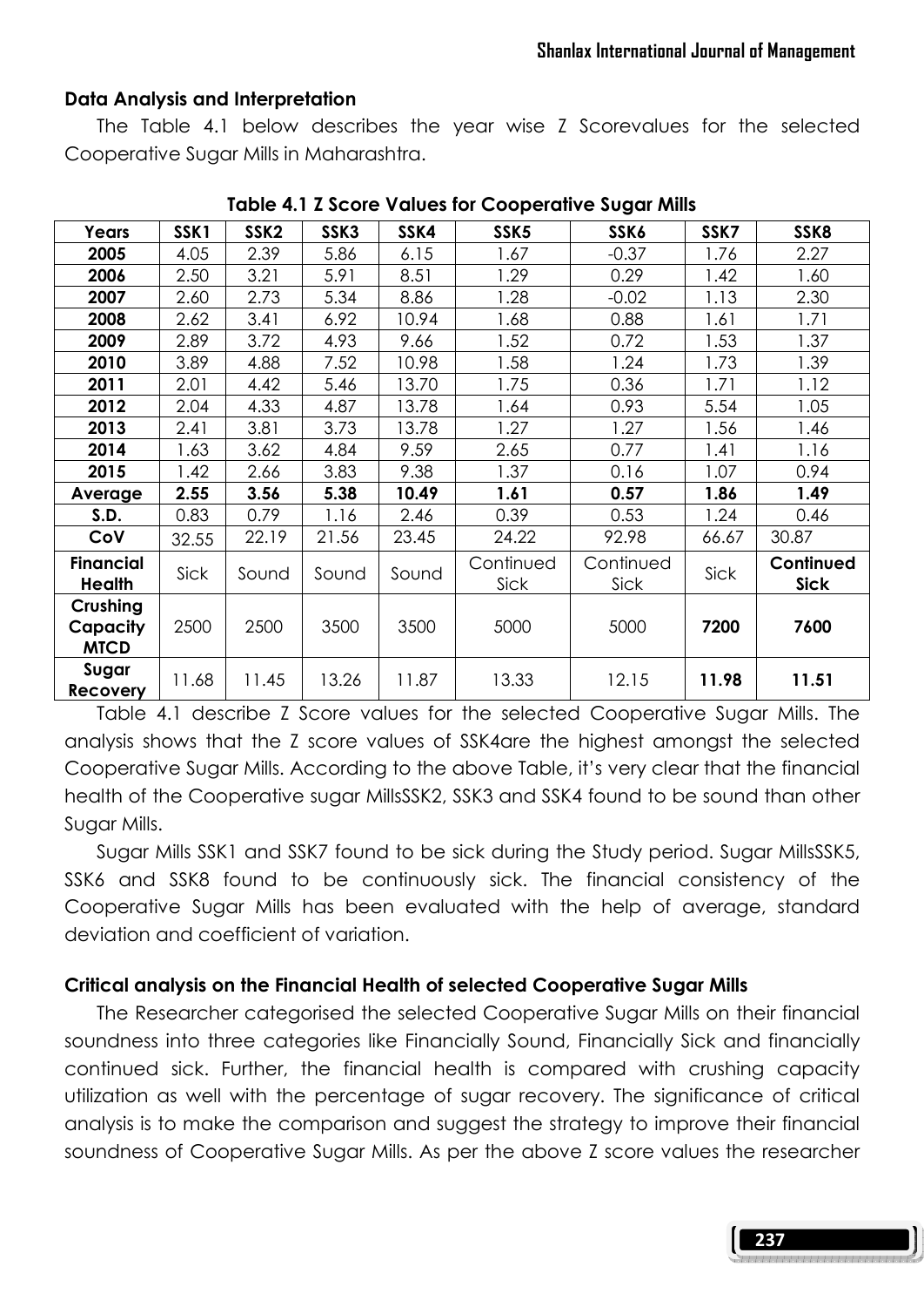**Data Analysis and Interpretation**

The Table 4.1 below describes the year wise Z Scorevalues for the selected Cooperative Sugar Mills in Maharashtra.

**Table 4.1 Z Score Values for Cooperative Sugar Mills**

| Years | SSK1 | SSK2 | SSK3 | SSK4 | SSK5 | SSK6 | SSK7 | SSK8 |
|---|---|---|---|---|---|---|---|---|
| **2005** | 4.05 | 2.39 | 5.86 | 6.15 | 1.67 | -0.37 | 1.76 | 2.27 |
| **2006** | 2.50 | 3.21 | 5.91 | 8.51 | 1.29 | 0.29 | 1.42 | 1.60 |
| **2007** | 2.60 | 2.73 | 5.34 | 8.86 | 1.28 | -0.02 | 1.13 | 2.30 |
| **2008** | 2.62 | 3.41 | 6.92 | 10.94 | 1.68 | 0.88 | 1.61 | 1.71 |
| **2009** | 2.89 | 3.72 | 4.93 | 9.66 | 1.52 | 0.72 | 1.53 | 1.37 |
| **2010** | 3.89 | 4.88 | 7.52 | 10.98 | 1.58 | 1.24 | 1.73 | 1.39 |
| **2011** | 2.01 | 4.42 | 5.46 | 13.70 | 1.75 | 0.36 | 1.71 | 1.12 |
| **2012** | 2.04 | 4.33 | 4.87 | 13.78 | 1.64 | 0.93 | 5.54 | 1.05 |
| **2013** | 2.41 | 3.81 | 3.73 | 13.78 | 1.27 | 1.27 | 1.56 | 1.46 |
| **2014** | 1.63 | 3.62 | 4.84 | 9.59 | 2.65 | 0.77 | 1.41 | 1.16 |
| **2015** | 1.42 | 2.66 | 3.83 | 9.38 | 1.37 | 0.16 | 1.07 | 0.94 |
| **Average** | **2.55** | **3.56** | **5.38** | **10.49** | **1.61** | **0.57** | **1.86** | **1.49** |
| **S.D.** | 0.83 | 0.79 | 1.16 | 2.46 | 0.39 | 0.53 | 1.24 | 0.46 |
| **CoV** | 32.55 | 22.19 | 21.56 | 23.45 | 24.22 | 92.98 | 66.67 | 30.87 |
| **Financial Health** | Sick | Sound | Sound | Sound | Continued Sick | Continued Sick | Sick | **Continued Sick** |
| **Crushing Capacity MTCD** | 2500 | 2500 | 3500 | 3500 | 5000 | 5000 | **7200** | **7600** |
| **Sugar Recovery** | 11.68 | 11.45 | 13.26 | 11.87 | 13.33 | 12.15 | **11.98** | **11.51** |

Table 4.1 describe Z Score values for the selected Cooperative Sugar Mills. The analysis shows that the Z score values of SSK4are the highest amongst the selected Cooperative Sugar Mills. According to the above Table, it's very clear that the financial health of the Cooperative sugar MillsSSK2, SSK3 and SSK4 found to be sound than other Sugar Mills.

Sugar Mills SSK1 and SSK7 found to be sick during the Study period. Sugar MillsSSK5, SSK6 and SSK8 found to be continuously sick. The financial consistency of the Cooperative Sugar Mills has been evaluated with the help of average, standard deviation and coefficient of variation.

**Critical analysis on the Financial Health of selected Cooperative Sugar Mills**

The Researcher categorised the selected Cooperative Sugar Mills on their financial soundness into three categories like Financially Sound, Financially Sick and financially continued sick. Further, the financial health is compared with crushing capacity utilization as well with the percentage of sugar recovery. The significance of critical analysis is to make the comparison and suggest the strategy to improve their financial soundness of Cooperative Sugar Mills. As per the above Z score values the researcher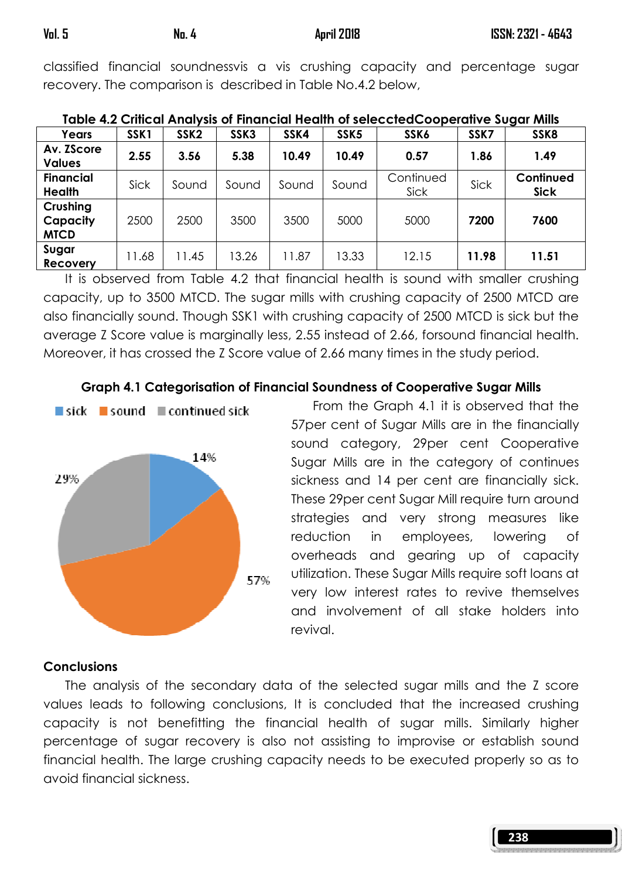classified financial soundnessvis a vis crushing capacity and percentage sugar recovery. The comparison is described in Table No.4.2 below,

**Table 4.2 Critical Analysis of Financial Health of selecctedCooperative Sugar Mills**

| Years | SSK1 | SSK2 | SSK3 | SSK4 | SSK5 | SSK6 | SSK7 | SSK8 |
|---|---|---|---|---|---|---|---|---|
| **Av. ZScore Values** | **2.55** | **3.56** | **5.38** | **10.49** | **10.49** | **0.57** | **1.86** | **1.49** |
| **Financial Health** | Sick | Sound | Sound | Sound | Sound | Continued Sick | Sick | **Continued Sick** |
| **Crushing Capacity MTCD** | 2500 | 2500 | 3500 | 3500 | 5000 | 5000 | **7200** | **7600** |
| **Sugar Recovery** | 11.68 | 11.45 | 13.26 | 11.87 | 13.33 | 12.15 | **11.98** | **11.51** |

It is observed from Table 4.2 that financial health is sound with smaller crushing capacity, up to 3500 MTCD. The sugar mills with crushing capacity of 2500 MTCD are also financially sound. Though SSK1 with crushing capacity of 2500 MTCD is sick but the average Z Score value is marginally less, 2.55 instead of 2.66, forsound financial health. Moreover, it has crossed the Z Score value of 2.66 many times in the study period.

**Graph 4.1 Categorisation of Financial Soundness of Cooperative Sugar Mills**

From the Graph 4.1 it is observed that the 57per cent of Sugar Mills are in the financially sound category, 29per cent Cooperative Sugar Mills are in the category of continues sickness and 14 per cent are financially sick. These 29per cent Sugar Mill require turn around strategies and very strong measures like reduction in employees, lowering of overheads and gearing up of capacity utilization. These Sugar Mills require soft loans at very low interest rates to revive themselves and involvement of all stake holders into revival.

## Conclusions

The analysis of the secondary data of the selected sugar mills and the Z score values leads to following conclusions, It is concluded that the increased crushing capacity is not benefitting the financial health of sugar mills. Similarly higher percentage of sugar recovery is also not assisting to improvise or establish sound financial health. The large crushing capacity needs to be executed properly so as to avoid financial sickness.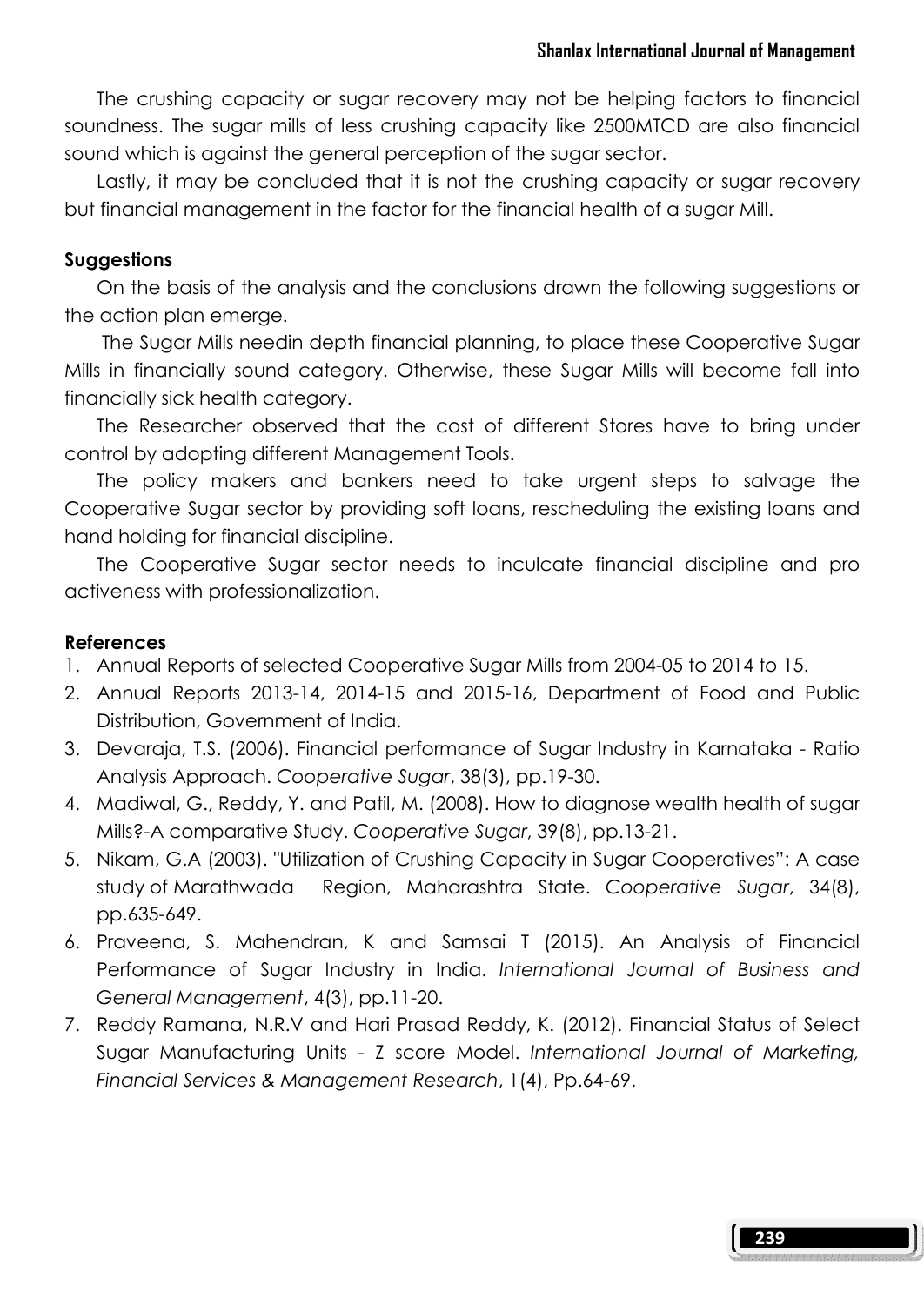The crushing capacity or sugar recovery may not be helping factors to financial soundness. The sugar mills of less crushing capacity like 2500MTCD are also financial sound which is against the general perception of the sugar sector.

Lastly, it may be concluded that it is not the crushing capacity or sugar recovery but financial management in the factor for the financial health of a sugar Mill.

### Suggestions

On the basis of the analysis and the conclusions drawn the following suggestions or the action plan emerge.

The Sugar Mills needin depth financial planning, to place these Cooperative Sugar Mills in financially sound category. Otherwise, these Sugar Mills will become fall into financially sick health category.

The Researcher observed that the cost of different Stores have to bring under control by adopting different Management Tools.

The policy makers and bankers need to take urgent steps to salvage the Cooperative Sugar sector by providing soft loans, rescheduling the existing loans and hand holding for financial discipline.

The Cooperative Sugar sector needs to inculcate financial discipline and pro activeness with professionalization.

### References

1. Annual Reports of selected Cooperative Sugar Mills from 2004-05 to 2014 to 15.
2. Annual Reports 2013-14, 2014-15 and 2015-16, Department of Food and Public Distribution, Government of India.
3. Devaraja, T.S. (2006). Financial performance of Sugar Industry in Karnataka - Ratio Analysis Approach. *Cooperative Sugar*, 38(3), pp.19-30.
4. Madiwal, G., Reddy, Y. and Patil, M. (2008). How to diagnose wealth health of sugar Mills?-A comparative Study. *Cooperative Sugar*, 39(8), pp.13-21.
5. Nikam, G.A (2003). "Utilization of Crushing Capacity in Sugar Cooperatives": A case study of Marathwada Region, Maharashtra State. *Cooperative Sugar*, 34(8), pp.635-649.
6. Praveena, S. Mahendran, K and Samsai T (2015). An Analysis of Financial Performance of Sugar Industry in India. *International Journal of Business and General Management*, 4(3), pp.11-20.
7. Reddy Ramana, N.R.V and Hari Prasad Reddy, K. (2012). Financial Status of Select Sugar Manufacturing Units - Z score Model. *International Journal of Marketing, Financial Services & Management Research*, 1(4), Pp.64-69.